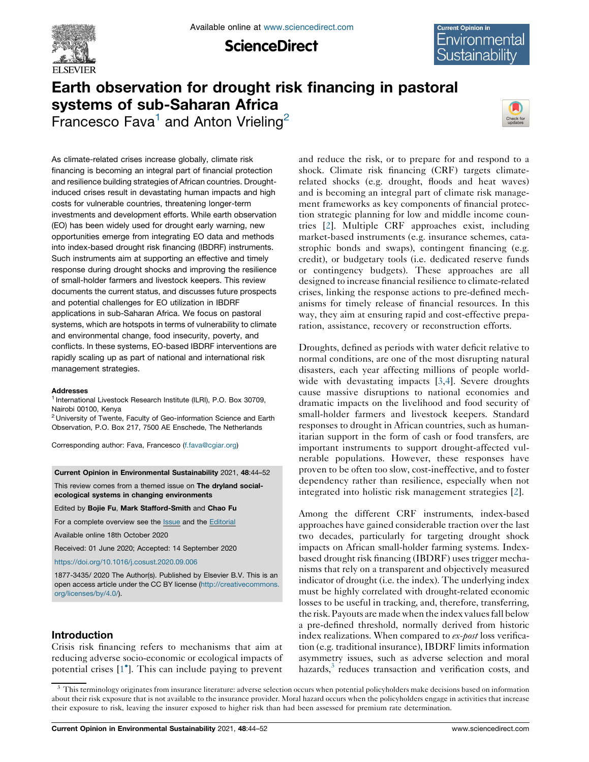# Earth observation for drought risk financing in pastoral systems of sub-Saharan Africa

Francesco Fava[1] and Anton Vrieling[2]

As climate-related crises increase globally, climate risk financing is becoming an integral part of financial protection and resilience building strategies of African countries. Drought-induced crises result in devastating human impacts and high costs for vulnerable countries, threatening longer-term investments and development efforts. While earth observation (EO) has been widely used for drought early warning, new opportunities emerge from integrating EO data and methods into index-based drought risk financing (IBDRF) instruments. Such instruments aim at supporting an effective and timely response during drought shocks and improving the resilience of small-holder farmers and livestock keepers. This review documents the current status, and discusses future prospects and potential challenges for EO utilization in IBDRF applications in sub-Saharan Africa. We focus on pastoral systems, which are hotspots in terms of vulnerability to climate and environmental change, food insecurity, poverty, and conflicts. In these systems, EO-based IBDRF interventions are rapidly scaling up as part of national and international risk management strategies.

**Addresses**

[1] International Livestock Research Institute (ILRI), P.O. Box 30709, Nairobi 00100, Kenya

[2] University of Twente, Faculty of Geo-information Science and Earth Observation, P.O. Box 217, 7500 AE Enschede, The Netherlands

Corresponding author: Fava, Francesco (f.fava@cgiar.org)

**Current Opinion in Environmental Sustainability** 2021, **48**:44–52

This review comes from a themed issue on **The dryland social-ecological systems in changing environments**

Edited by **Bojie Fu**, **Mark Stafford-Smith** and **Chao Fu**

For a complete overview see the Issue and the Editorial

Available online 18th October 2020

Received: 01 June 2020; Accepted: 14 September 2020

https://doi.org/10.1016/j.cosust.2020.09.006

1877-3435/ 2020 The Author(s). Published by Elsevier B.V. This is an open access article under the CC BY license (http://creativecommons.org/licenses/by/4.0/).

## Introduction

Crisis risk financing refers to mechanisms that aim at reducing adverse socio-economic or ecological impacts of potential crises [1•]. This can include paying to prevent and reduce the risk, or to prepare for and respond to a shock. Climate risk financing (CRF) targets climate-related shocks (e.g. drought, floods and heat waves) and is becoming an integral part of climate risk management frameworks as key components of financial protection strategic planning for low and middle income countries [2]. Multiple CRF approaches exist, including market-based instruments (e.g. insurance schemes, catastrophic bonds and swaps), contingent financing (e.g. credit), or budgetary tools (i.e. dedicated reserve funds or contingency budgets). These approaches are all designed to increase financial resilience to climate-related crises, linking the response actions to pre-defined mechanisms for timely release of financial resources. In this way, they aim at ensuring rapid and cost-effective preparation, assistance, recovery or reconstruction efforts.

Droughts, defined as periods with water deficit relative to normal conditions, are one of the most disrupting natural disasters, each year affecting millions of people worldwide with devastating impacts [3,4]. Severe droughts cause massive disruptions to national economies and dramatic impacts on the livelihood and food security of small-holder farmers and livestock keepers. Standard responses to drought in African countries, such as humanitarian support in the form of cash or food transfers, are important instruments to support drought-affected vulnerable populations. However, these responses have proven to be often too slow, cost-ineffective, and to foster dependency rather than resilience, especially when not integrated into holistic risk management strategies [2].

Among the different CRF instruments, index-based approaches have gained considerable traction over the last two decades, particularly for targeting drought shock impacts on African small-holder farming systems. Index-based drought risk financing (IBDRF) uses trigger mechanisms that rely on a transparent and objectively measured indicator of drought (i.e. the index). The underlying index must be highly correlated with drought-related economic losses to be useful in tracking, and, therefore, transferring, the risk. Payouts are made when the index values fall below a pre-defined threshold, normally derived from historic index realizations. When compared to *ex-post* loss verification (e.g. traditional insurance), IBDRF limits information asymmetry issues, such as adverse selection and moral hazards,[3] reduces transaction and verification costs, and

[3] This terminology originates from insurance literature: adverse selection occurs when potential policyholders make decisions based on information about their risk exposure that is not available to the insurance provider. Moral hazard occurs when the policyholders engage in activities that increase their exposure to risk, leaving the insurer exposed to higher risk than had been assessed for premium rate determination.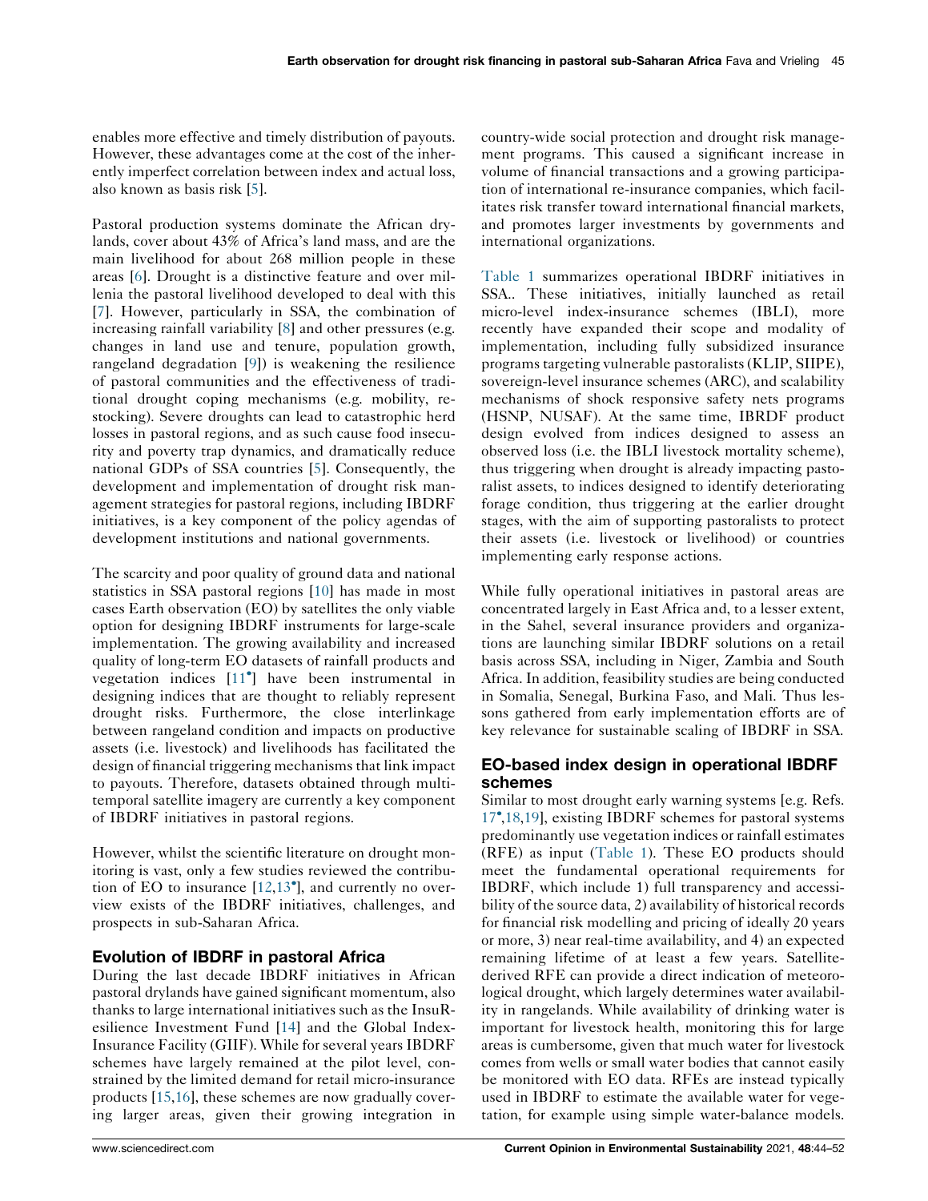enables more effective and timely distribution of payouts. However, these advantages come at the cost of the inherently imperfect correlation between index and actual loss, also known as basis risk [5].

Pastoral production systems dominate the African drylands, cover about 43% of Africa's land mass, and are the main livelihood for about 268 million people in these areas [6]. Drought is a distinctive feature and over millenia the pastoral livelihood developed to deal with this [7]. However, particularly in SSA, the combination of increasing rainfall variability [8] and other pressures (e.g. changes in land use and tenure, population growth, rangeland degradation [9]) is weakening the resilience of pastoral communities and the effectiveness of traditional drought coping mechanisms (e.g. mobility, restocking). Severe droughts can lead to catastrophic herd losses in pastoral regions, and as such cause food insecurity and poverty trap dynamics, and dramatically reduce national GDPs of SSA countries [5]. Consequently, the development and implementation of drought risk management strategies for pastoral regions, including IBDRF initiatives, is a key component of the policy agendas of development institutions and national governments.

The scarcity and poor quality of ground data and national statistics in SSA pastoral regions [10] has made in most cases Earth observation (EO) by satellites the only viable option for designing IBDRF instruments for large-scale implementation. The growing availability and increased quality of long-term EO datasets of rainfall products and vegetation indices [11•] have been instrumental in designing indices that are thought to reliably represent drought risks. Furthermore, the close interlinkage between rangeland condition and impacts on productive assets (i.e. livestock) and livelihoods has facilitated the design of financial triggering mechanisms that link impact to payouts. Therefore, datasets obtained through multi-temporal satellite imagery are currently a key component of IBDRF initiatives in pastoral regions.

However, whilst the scientific literature on drought monitoring is vast, only a few studies reviewed the contribution of EO to insurance [12,13•], and currently no overview exists of the IBDRF initiatives, challenges, and prospects in sub-Saharan Africa.

## Evolution of IBDRF in pastoral Africa

During the last decade IBDRF initiatives in African pastoral drylands have gained significant momentum, also thanks to large international initiatives such as the InsuResilience Investment Fund [14] and the Global Index-Insurance Facility (GIIF). While for several years IBDRF schemes have largely remained at the pilot level, constrained by the limited demand for retail micro-insurance products [15,16], these schemes are now gradually covering larger areas, given their growing integration in country-wide social protection and drought risk management programs. This caused a significant increase in volume of financial transactions and a growing participation of international re-insurance companies, which facilitates risk transfer toward international financial markets, and promotes larger investments by governments and international organizations.

Table 1 summarizes operational IBDRF initiatives in SSA.. These initiatives, initially launched as retail micro-level index-insurance schemes (IBLI), more recently have expanded their scope and modality of implementation, including fully subsidized insurance programs targeting vulnerable pastoralists (KLIP, SIIPE), sovereign-level insurance schemes (ARC), and scalability mechanisms of shock responsive safety nets programs (HSNP, NUSAF). At the same time, IBRDF product design evolved from indices designed to assess an observed loss (i.e. the IBLI livestock mortality scheme), thus triggering when drought is already impacting pastoralist assets, to indices designed to identify deteriorating forage condition, thus triggering at the earlier drought stages, with the aim of supporting pastoralists to protect their assets (i.e. livestock or livelihood) or countries implementing early response actions.

While fully operational initiatives in pastoral areas are concentrated largely in East Africa and, to a lesser extent, in the Sahel, several insurance providers and organizations are launching similar IBDRF solutions on a retail basis across SSA, including in Niger, Zambia and South Africa. In addition, feasibility studies are being conducted in Somalia, Senegal, Burkina Faso, and Mali. Thus lessons gathered from early implementation efforts are of key relevance for sustainable scaling of IBDRF in SSA.

## EO-based index design in operational IBDRF schemes

Similar to most drought early warning systems [e.g. Refs. 17•,18,19], existing IBDRF schemes for pastoral systems predominantly use vegetation indices or rainfall estimates (RFE) as input (Table 1). These EO products should meet the fundamental operational requirements for IBDRF, which include 1) full transparency and accessibility of the source data, 2) availability of historical records for financial risk modelling and pricing of ideally 20 years or more, 3) near real-time availability, and 4) an expected remaining lifetime of at least a few years. Satellite-derived RFE can provide a direct indication of meteorological drought, which largely determines water availability in rangelands. While availability of drinking water is important for livestock health, monitoring this for large areas is cumbersome, given that much water for livestock comes from wells or small water bodies that cannot easily be monitored with EO data. RFEs are instead typically used in IBDRF to estimate the available water for vegetation, for example using simple water-balance models.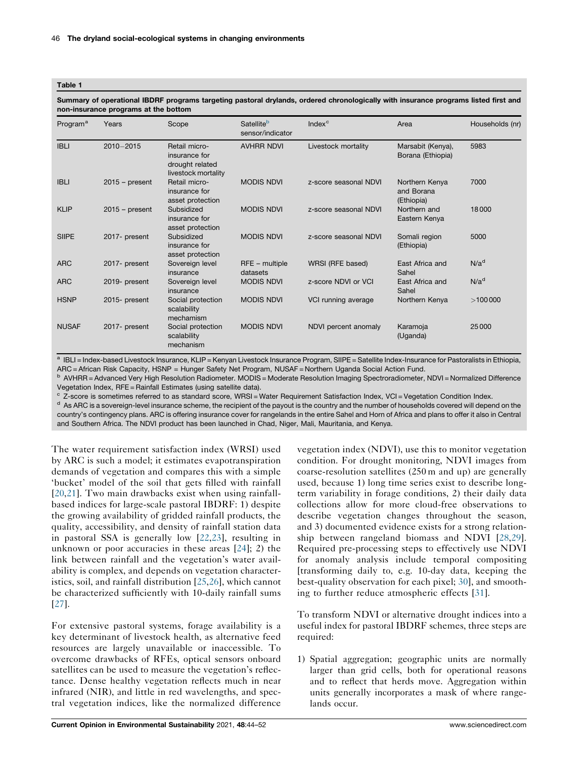**Table 1**

**Summary of operational IBDRF programs targeting pastoral drylands, ordered chronologically with insurance programs listed first and non-insurance programs at the bottom**

| Program[a] | Years | Scope | Satellite[b] sensor/indicator | Index[c] | Area | Households (nr) |
|---|---|---|---|---|---|---|
| IBLI | 2010–2015 | Retail micro-insurance for drought related livestock mortality | AVHRR NDVI | Livestock mortality | Marsabit (Kenya), Borana (Ethiopia) | 5983 |
| IBLI | 2015 – present | Retail micro-insurance for asset protection | MODIS NDVI | z-score seasonal NDVI | Northern Kenya and Borana (Ethiopia) | 7000 |
| KLIP | 2015 – present | Subsidized insurance for asset protection | MODIS NDVI | z-score seasonal NDVI | Northern and Eastern Kenya | 18 000 |
| SIIPE | 2017- present | Subsidized insurance for asset protection | MODIS NDVI | z-score seasonal NDVI | Somali region (Ethiopia) | 5000 |
| ARC | 2017- present | Sovereign level insurance | RFE – multiple datasets | WRSI (RFE based) | East Africa and Sahel | N/a[d] |
| ARC | 2019- present | Sovereign level insurance | MODIS NDVI | z-score NDVI or VCI | East Africa and Sahel | N/a[d] |
| HSNP | 2015- present | Social protection scalability mechamism | MODIS NDVI | VCI running average | Northern Kenya | >100 000 |
| NUSAF | 2017- present | Social protection scalability mechanism | MODIS NDVI | NDVI percent anomaly | Karamoja (Uganda) | 25 000 |

[a] IBLI = Index-based Livestock Insurance, KLIP = Kenyan Livestock Insurance Program, SIIPE = Satellite Index-Insurance for Pastoralists in Ethiopia, ARC = African Risk Capacity, HSNP = Hunger Safety Net Program, NUSAF = Northern Uganda Social Action Fund.

[b] AVHRR = Advanced Very High Resolution Radiometer. MODIS = Moderate Resolution Imaging Spectroradiometer, NDVI = Normalized Difference Vegetation Index, RFE = Rainfall Estimates (using satellite data).

[c] Z-score is sometimes referred to as standard score, WRSI = Water Requirement Satisfaction Index, VCI = Vegetation Condition Index.

[d] As ARC is a sovereign-level insurance scheme, the recipient of the payout is the country and the number of households covered will depend on the country's contingency plans. ARC is offering insurance cover for rangelands in the entire Sahel and Horn of Africa and plans to offer it also in Central and Southern Africa. The NDVI product has been launched in Chad, Niger, Mali, Mauritania, and Kenya.

The water requirement satisfaction index (WRSI) used by ARC is such a model; it estimates evapotranspiration demands of vegetation and compares this with a simple 'bucket' model of the soil that gets filled with rainfall [20,21]. Two main drawbacks exist when using rainfall-based indices for large-scale pastoral IBDRF: 1) despite the growing availability of gridded rainfall products, the quality, accessibility, and density of rainfall station data in pastoral SSA is generally low [22,23], resulting in unknown or poor accuracies in these areas [24]; 2) the link between rainfall and the vegetation's water availability is complex, and depends on vegetation characteristics, soil, and rainfall distribution [25,26], which cannot be characterized sufficiently with 10-daily rainfall sums [27].

For extensive pastoral systems, forage availability is a key determinant of livestock health, as alternative feed resources are largely unavailable or inaccessible. To overcome drawbacks of RFEs, optical sensors onboard satellites can be used to measure the vegetation's reflectance. Dense healthy vegetation reflects much in near infrared (NIR), and little in red wavelengths, and spectral vegetation indices, like the normalized difference vegetation index (NDVI), use this to monitor vegetation condition. For drought monitoring, NDVI images from coarse-resolution satellites (250 m and up) are generally used, because 1) long time series exist to describe long-term variability in forage conditions, 2) their daily data collections allow for more cloud-free observations to describe vegetation changes throughout the season, and 3) documented evidence exists for a strong relationship between rangeland biomass and NDVI [28,29]. Required pre-processing steps to effectively use NDVI for anomaly analysis include temporal compositing [transforming daily to, e.g. 10-day data, keeping the best-quality observation for each pixel; 30], and smoothing to further reduce atmospheric effects [31].

To transform NDVI or alternative drought indices into a useful index for pastoral IBDRF schemes, three steps are required:

1) Spatial aggregation; geographic units are normally larger than grid cells, both for operational reasons and to reflect that herds move. Aggregation within units generally incorporates a mask of where rangelands occur.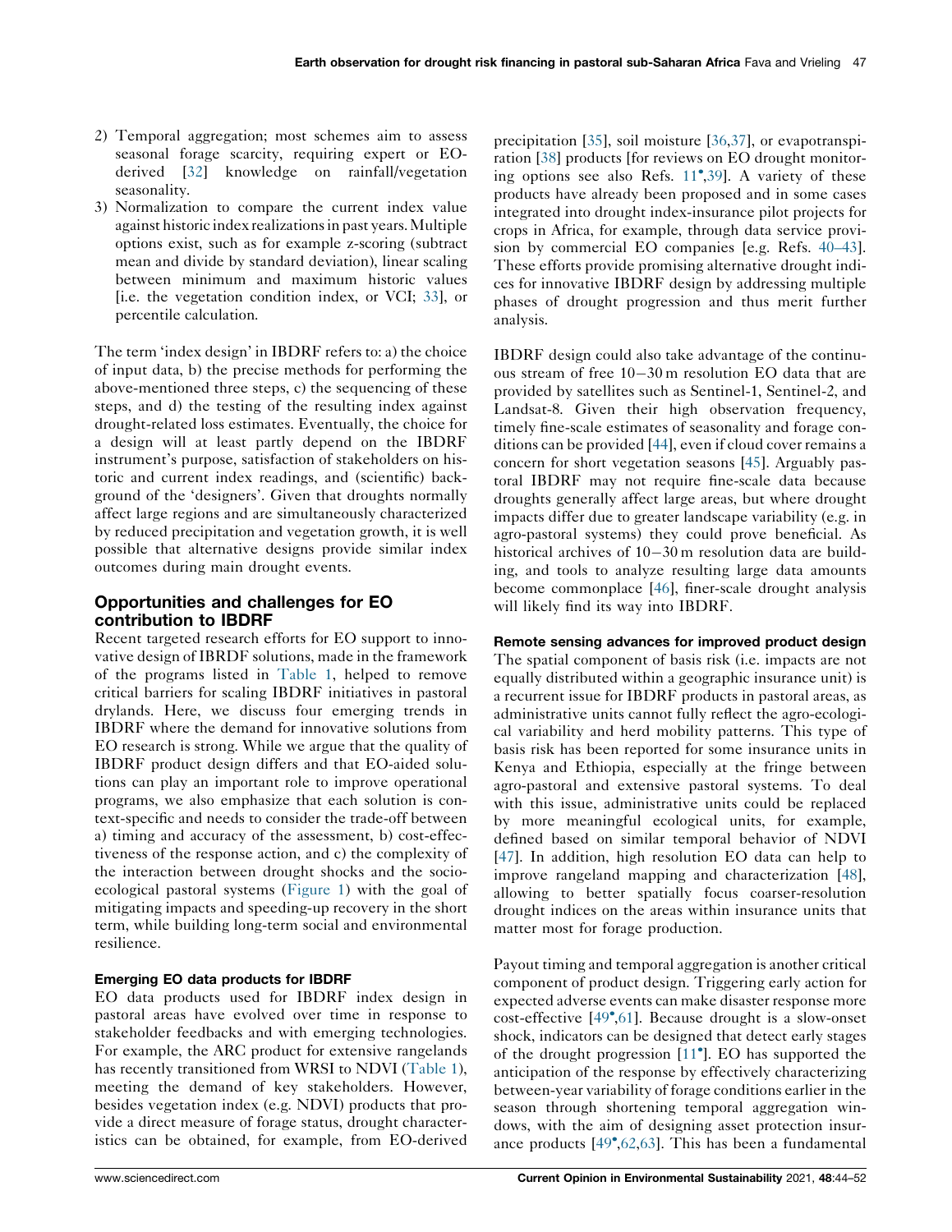2) Temporal aggregation; most schemes aim to assess seasonal forage scarcity, requiring expert or EO-derived [32] knowledge on rainfall/vegetation seasonality.
3) Normalization to compare the current index value against historic index realizations in past years. Multiple options exist, such as for example z-scoring (subtract mean and divide by standard deviation), linear scaling between minimum and maximum historic values [i.e. the vegetation condition index, or VCI; 33], or percentile calculation.

The term 'index design' in IBDRF refers to: a) the choice of input data, b) the precise methods for performing the above-mentioned three steps, c) the sequencing of these steps, and d) the testing of the resulting index against drought-related loss estimates. Eventually, the choice for a design will at least partly depend on the IBDRF instrument's purpose, satisfaction of stakeholders on historic and current index readings, and (scientific) background of the 'designers'. Given that droughts normally affect large regions and are simultaneously characterized by reduced precipitation and vegetation growth, it is well possible that alternative designs provide similar index outcomes during main drought events.

## Opportunities and challenges for EO contribution to IBDRF

Recent targeted research efforts for EO support to innovative design of IBRDF solutions, made in the framework of the programs listed in Table 1, helped to remove critical barriers for scaling IBDRF initiatives in pastoral drylands. Here, we discuss four emerging trends in IBDRF where the demand for innovative solutions from EO research is strong. While we argue that the quality of IBDRF product design differs and that EO-aided solutions can play an important role to improve operational programs, we also emphasize that each solution is context-specific and needs to consider the trade-off between a) timing and accuracy of the assessment, b) cost-effectiveness of the response action, and c) the complexity of the interaction between drought shocks and the socio-ecological pastoral systems (Figure 1) with the goal of mitigating impacts and speeding-up recovery in the short term, while building long-term social and environmental resilience.

### Emerging EO data products for IBDRF

EO data products used for IBDRF index design in pastoral areas have evolved over time in response to stakeholder feedbacks and with emerging technologies. For example, the ARC product for extensive rangelands has recently transitioned from WRSI to NDVI (Table 1), meeting the demand of key stakeholders. However, besides vegetation index (e.g. NDVI) products that provide a direct measure of forage status, drought characteristics can be obtained, for example, from EO-derived precipitation [35], soil moisture [36,37], or evapotranspiration [38] products [for reviews on EO drought monitoring options see also Refs. 11•,39]. A variety of these products have already been proposed and in some cases integrated into drought index-insurance pilot projects for crops in Africa, for example, through data service provision by commercial EO companies [e.g. Refs. 40–43]. These efforts provide promising alternative drought indices for innovative IBDRF design by addressing multiple phases of drought progression and thus merit further analysis.

IBDRF design could also take advantage of the continuous stream of free 10–30 m resolution EO data that are provided by satellites such as Sentinel-1, Sentinel-2, and Landsat-8. Given their high observation frequency, timely fine-scale estimates of seasonality and forage conditions can be provided [44], even if cloud cover remains a concern for short vegetation seasons [45]. Arguably pastoral IBDRF may not require fine-scale data because droughts generally affect large areas, but where drought impacts differ due to greater landscape variability (e.g. in agro-pastoral systems) they could prove beneficial. As historical archives of 10–30 m resolution data are building, and tools to analyze resulting large data amounts become commonplace [46], finer-scale drought analysis will likely find its way into IBDRF.

### Remote sensing advances for improved product design

The spatial component of basis risk (i.e. impacts are not equally distributed within a geographic insurance unit) is a recurrent issue for IBDRF products in pastoral areas, as administrative units cannot fully reflect the agro-ecological variability and herd mobility patterns. This type of basis risk has been reported for some insurance units in Kenya and Ethiopia, especially at the fringe between agro-pastoral and extensive pastoral systems. To deal with this issue, administrative units could be replaced by more meaningful ecological units, for example, defined based on similar temporal behavior of NDVI [47]. In addition, high resolution EO data can help to improve rangeland mapping and characterization [48], allowing to better spatially focus coarser-resolution drought indices on the areas within insurance units that matter most for forage production.

Payout timing and temporal aggregation is another critical component of product design. Triggering early action for expected adverse events can make disaster response more cost-effective [49•,61]. Because drought is a slow-onset shock, indicators can be designed that detect early stages of the drought progression [11•]. EO has supported the anticipation of the response by effectively characterizing between-year variability of forage conditions earlier in the season through shortening temporal aggregation windows, with the aim of designing asset protection insurance products [49•,62,63]. This has been a fundamental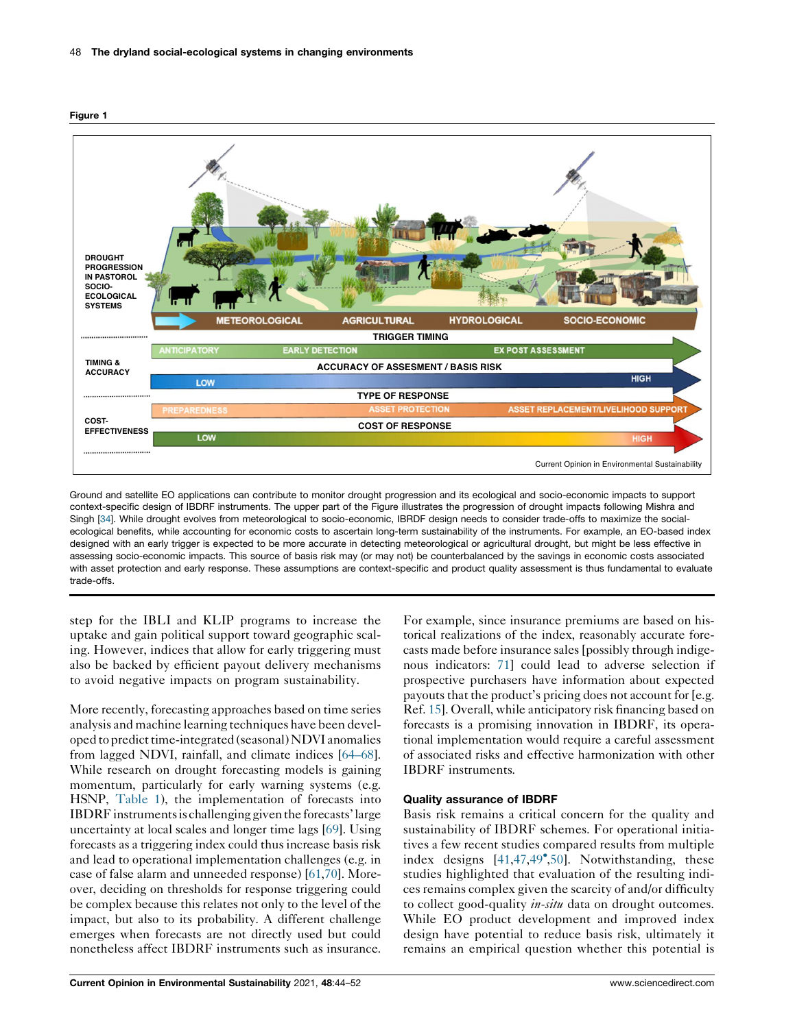**Figure 1**

Ground and satellite EO applications can contribute to monitor drought progression and its ecological and socio-economic impacts to support context-specific design of IBDRF instruments. The upper part of the Figure illustrates the progression of drought impacts following Mishra and Singh [34]. While drought evolves from meteorological to socio-economic, IBRDF design needs to consider trade-offs to maximize the social-ecological benefits, while accounting for economic costs to ascertain long-term sustainability of the instruments. For example, an EO-based index designed with an early trigger is expected to be more accurate in detecting meteorological or agricultural drought, but might be less effective in assessing socio-economic impacts. This source of basis risk may (or may not) be counterbalanced by the savings in economic costs associated with asset protection and early response. These assumptions are context-specific and product quality assessment is thus fundamental to evaluate trade-offs.

step for the IBLI and KLIP programs to increase the uptake and gain political support toward geographic scaling. However, indices that allow for early triggering must also be backed by efficient payout delivery mechanisms to avoid negative impacts on program sustainability.

More recently, forecasting approaches based on time series analysis and machine learning techniques have been developed to predict time-integrated (seasonal) NDVI anomalies from lagged NDVI, rainfall, and climate indices [64–68]. While research on drought forecasting models is gaining momentum, particularly for early warning systems (e.g. HSNP, Table 1), the implementation of forecasts into IBDRF instruments is challenging given the forecasts' large uncertainty at local scales and longer time lags [69]. Using forecasts as a triggering index could thus increase basis risk and lead to operational implementation challenges (e.g. in case of false alarm and unneeded response) [61,70]. Moreover, deciding on thresholds for response triggering could be complex because this relates not only to the level of the impact, but also to its probability. A different challenge emerges when forecasts are not directly used but could nonetheless affect IBDRF instruments such as insurance. For example, since insurance premiums are based on historical realizations of the index, reasonably accurate forecasts made before insurance sales [possibly through indigenous indicators: 71] could lead to adverse selection if prospective purchasers have information about expected payouts that the product's pricing does not account for [e.g. Ref. 15]. Overall, while anticipatory risk financing based on forecasts is a promising innovation in IBDRF, its operational implementation would require a careful assessment of associated risks and effective harmonization with other IBDRF instruments.

### Quality assurance of IBDRF

Basis risk remains a critical concern for the quality and sustainability of IBDRF schemes. For operational initiatives a few recent studies compared results from multiple index designs [41,47,49•,50]. Notwithstanding, these studies highlighted that evaluation of the resulting indices remains complex given the scarcity of and/or difficulty to collect good-quality *in-situ* data on drought outcomes. While EO product development and improved index design have potential to reduce basis risk, ultimately it remains an empirical question whether this potential is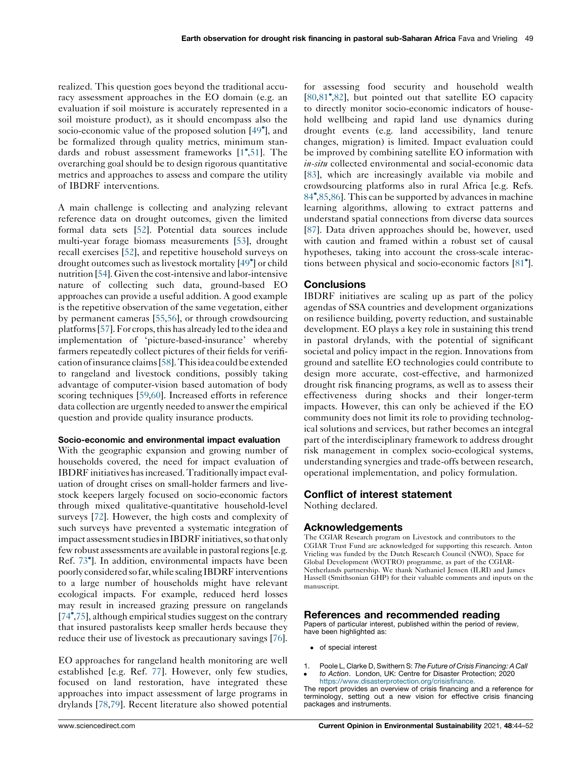realized. This question goes beyond the traditional accuracy assessment approaches in the EO domain (e.g. an evaluation if soil moisture is accurately represented in a soil moisture product), as it should encompass also the socio-economic value of the proposed solution [49•], and be formalized through quality metrics, minimum standards and robust assessment frameworks [1•,51]. The overarching goal should be to design rigorous quantitative metrics and approaches to assess and compare the utility of IBDRF interventions.

A main challenge is collecting and analyzing relevant reference data on drought outcomes, given the limited formal data sets [52]. Potential data sources include multi-year forage biomass measurements [53], drought recall exercises [52], and repetitive household surveys on drought outcomes such as livestock mortality [49•] or child nutrition [54]. Given the cost-intensive and labor-intensive nature of collecting such data, ground-based EO approaches can provide a useful addition. A good example is the repetitive observation of the same vegetation, either by permanent cameras [55,56], or through crowdsourcing platforms [57]. For crops, this has already led to the idea and implementation of 'picture-based-insurance' whereby farmers repeatedly collect pictures of their fields for verification of insurance claims [58]. This idea could be extended to rangeland and livestock conditions, possibly taking advantage of computer-vision based automation of body scoring techniques [59,60]. Increased efforts in reference data collection are urgently needed to answer the empirical question and provide quality insurance products.

#### Socio-economic and environmental impact evaluation

With the geographic expansion and growing number of households covered, the need for impact evaluation of IBDRF initiatives has increased. Traditionally impact evaluation of drought crises on small-holder farmers and livestock keepers largely focused on socio-economic factors through mixed qualitative-quantitative household-level surveys [72]. However, the high costs and complexity of such surveys have prevented a systematic integration of impact assessment studies in IBDRF initiatives, so that only few robust assessments are available in pastoral regions [e.g. Ref. 73•]. In addition, environmental impacts have been poorly considered so far, while scaling IBDRF interventions to a large number of households might have relevant ecological impacts. For example, reduced herd losses may result in increased grazing pressure on rangelands [74•,75], although empirical studies suggest on the contrary that insured pastoralists keep smaller herds because they reduce their use of livestock as precautionary savings [76].

EO approaches for rangeland health monitoring are well established [e.g. Ref. 77]. However, only few studies, focused on land restoration, have integrated these approaches into impact assessment of large programs in drylands [78,79]. Recent literature also showed potential for assessing food security and household wealth [80,81•,82], but pointed out that satellite EO capacity to directly monitor socio-economic indicators of household wellbeing and rapid land use dynamics during drought events (e.g. land accessibility, land tenure changes, migration) is limited. Impact evaluation could be improved by combining satellite EO information with *in-situ* collected environmental and social-economic data [83], which are increasingly available via mobile and crowdsourcing platforms also in rural Africa [e.g. Refs. 84•,85,86]. This can be supported by advances in machine learning algorithms, allowing to extract patterns and understand spatial connections from diverse data sources [87]. Data driven approaches should be, however, used with caution and framed within a robust set of causal hypotheses, taking into account the cross-scale interactions between physical and socio-economic factors [81•].

## Conclusions

IBDRF initiatives are scaling up as part of the policy agendas of SSA countries and development organizations on resilience building, poverty reduction, and sustainable development. EO plays a key role in sustaining this trend in pastoral drylands, with the potential of significant societal and policy impact in the region. Innovations from ground and satellite EO technologies could contribute to design more accurate, cost-effective, and harmonized drought risk financing programs, as well as to assess their effectiveness during shocks and their longer-term impacts. However, this can only be achieved if the EO community does not limit its role to providing technological solutions and services, but rather becomes an integral part of the interdisciplinary framework to address drought risk management in complex socio-ecological systems, understanding synergies and trade-offs between research, operational implementation, and policy formulation.

## Conflict of interest statement

Nothing declared.

## Acknowledgements

The CGIAR Research program on Livestock and contributors to the CGIAR Trust Fund are acknowledged for supporting this research. Anton Vrieling was funded by the Dutch Research Council (NWO), Space for Global Development (WOTRO) programme, as part of the CGIAR-Netherlands partnership. We thank Nathaniel Jensen (ILRI) and James Hassell (Smithsonian GHP) for their valuable comments and inputs on the manuscript.

## References and recommended reading

Papers of particular interest, published within the period of review, have been highlighted as:

- • of special interest

1. • Poole L, Clarke D, Swithern S: *The Future of Crisis Financing: A Call to Action*. London, UK: Centre for Disaster Protection; 2020 https://www.disasterprotection.org/crisisfinance.
The report provides an overview of crisis financing and a reference for terminology, setting out a new vision for effective crisis financing packages and instruments.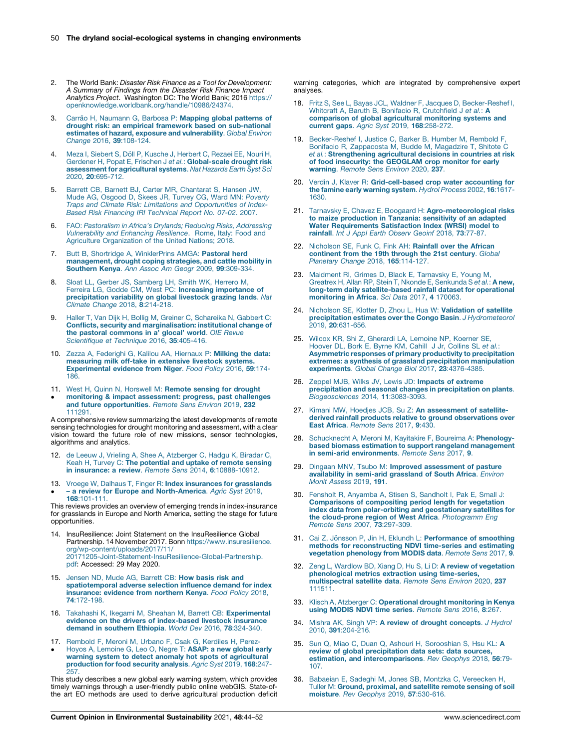2. The World Bank: *Disaster Risk Finance as a Tool for Development: A Summary of Findings from the Disaster Risk Finance Impact Analytics Project*. Washington DC: The World Bank; 2016 https://openknowledge.worldbank.org/handle/10986/24374.

3. Carrão H, Naumann G, Barbosa P: **Mapping global patterns of drought risk: an empirical framework based on sub-national estimates of hazard, exposure and vulnerability**. *Global Environ Change* 2016, **39**:108-124.

4. Meza I, Siebert S, Döll P, Kusche J, Herbert C, Rezaei EE, Nouri H, Gerdener H, Popat E, Frischen J *et al.*: **Global-scale drought risk assessment for agricultural systems**. *Nat Hazards Earth Syst Sci* 2020, **20**:695-712.

5. Barrett CB, Barnett BJ, Carter MR, Chantarat S, Hansen JW, Mude AG, Osgood D, Skees JR, Turvey CG, Ward MN: *Poverty Traps and Climate Risk: Limitations and Opportunities of Index-Based Risk Financing IRI Technical Report No. 07-02*. 2007.

6. FAO: *Pastoralism in Africa's Drylands; Reducing Risks, Addressing Vulnerability and Enhancing Resilience*. Rome, Italy: Food and Agriculture Organization of the United Nations; 2018.

7. Butt B, Shortridge A, WinklerPrins AMGA: **Pastoral herd management, drought coping strategies, and cattle mobility in Southern Kenya**. *Ann Assoc Am Geogr* 2009, **99**:309-334.

8. Sloat LL, Gerber JS, Samberg LH, Smith WK, Herrero M, Ferreira LG, Godde CM, West PC: **Increasing importance of precipitation variability on global livestock grazing lands**. *Nat Climate Change* 2018, **8**:214-218.

9. Haller T, Van Dijk H, Bollig M, Greiner C, Schareika N, Gabbert C: **Conflicts, security and marginalisation: institutional change of the pastoral commons in a' glocal' world**. *OIE Revue Scientifique et Technique* 2016, **35**:405-416.

10. Zezza A, Federighi G, Kalilou AA, Hiernaux P: **Milking the data: measuring milk off-take in extensive livestock systems. Experimental evidence from Niger**. *Food Policy* 2016, **59**:174-186.

11. • West H, Quinn N, Horswell M: **Remote sensing for drought monitoring & impact assessment: progress, past challenges and future opportunities**. *Remote Sens Environ* 2019, **232** 111291.

A comprehensive review summarizing the latest developments of remote sensing technologies for drought monitoring and assessment, with a clear vision toward the future role of new missions, sensor technologies, algorithms and analytics.

12. de Leeuw J, Vrieling A, Shee A, Atzberger C, Hadgu K, Biradar C, Keah H, Turvey C: **The potential and uptake of remote sensing in insurance: a review**. *Remote Sens* 2014, **6**:10888-10912.

13. • Vroege W, Dalhaus T, Finger R: **Index insurances for grasslands – a review for Europe and North-America**. *Agric Syst* 2019, **168**:101-111.

This reviews provides an overview of emerging trends in index-insurance for grasslands in Europe and North America, setting the stage for future opportunities.

14. InsuResilience: Joint Statement on the InsuResilience Global Partnership. 14 November 2017. Bonn https://www.insuresilience.org/wp-content/uploads/2017/11/20171205-Joint-Statement-InsuResilience-Global-Partnership.pdf: Accessed: 29 May 2020.

15. Jensen ND, Mude AG, Barrett CB: **How basis risk and spatiotemporal adverse selection influence demand for index insurance: evidence from northern Kenya**. *Food Policy* 2018, **74**:172-198.

16. Takahashi K, Ikegami M, Sheahan M, Barrett CB: **Experimental evidence on the drivers of index-based livestock insurance demand in southern Ethiopia**. *World Dev* 2016, **78**:324-340.

17. • Rembold F, Meroni M, Urbano F, Csak G, Kerdiles H, Perez-Hoyos A, Lemoine G, Leo O, Negre T: **ASAP: a new global early warning system to detect anomaly hot spots of agricultural production for food security analysis**. *Agric Syst* 2019, **168**:247-257.

This study describes a new global early warning system, which provides timely warnings through a user-friendly public online webGIS. State-of-the art EO methods are used to derive agricultural production deficit warning categories, which are integrated by comprehensive expert analyses.

18. Fritz S, See L, Bayas JCL, Waldner F, Jacques D, Becker-Reshef I, Whitcraft A, Baruth B, Bonifacio R, Crutchfield J *et al.*: **A comparison of global agricultural monitoring systems and current gaps**. *Agric Syst* 2019, **168**:258-272.

19. Becker-Reshef I, Justice C, Barker B, Humber M, Rembold F, Bonifacio R, Zappacosta M, Budde M, Magadzire T, Shitote C *et al.*: **Strengthening agricultural decisions in countries at risk of food insecurity: the GEOGLAM crop monitor for early warning**. *Remote Sens Environ* 2020, **237**.

20. Verdin J, Klaver R: **Grid-cell-based crop water accounting for the famine early warning system**. *Hydrol Process* 2002, **16**:1617-1630.

21. Tarnavsky E, Chavez E, Boogaard H: **Agro-meteorological risks to maize production in Tanzania: sensitivity of an adapted Water Requirements Satisfaction Index (WRSI) model to rainfall**. *Int J Appl Earth Observ Geoinf* 2018, **73**:77-87.

22. Nicholson SE, Funk C, Fink AH: **Rainfall over the African continent from the 19th through the 21st century**. *Global Planetary Change* 2018, **165**:114-127.

23. Maidment RI, Grimes D, Black E, Tarnavsky E, Young M, Greatrex H, Allan RP, Stein T, Nkonde E, Senkunda S *et al.*: **A new, long-term daily satellite-based rainfall dataset for operational monitoring in Africa**. *Sci Data* 2017, **4** 170063.

24. Nicholson SE, Klotter D, Zhou L, Hua W: **Validation of satellite precipitation estimates over the Congo Basin**. *J Hydrometeorol* 2019, **20**:631-656.

25. Wilcox KR, Shi Z, Gherardi LA, Lemoine NP, Koerner SE, Hoover DL, Bork E, Byrne KM, Cahill J Jr, Collins SL *et al.*: **Asymmetric responses of primary productivity to precipitation extremes: a synthesis of grassland precipitation manipulation experiments**. *Global Change Biol* 2017, **23**:4376-4385.

26. Zeppel MJB, Wilks JV, Lewis JD: **Impacts of extreme precipitation and seasonal changes in precipitation on plants**. *Biogeosciences* 2014, **11**:3083-3093.

27. Kimani MW, Hoedjes JCB, Su Z: **An assessment of satellite-derived rainfall products relative to ground observations over East Africa**. *Remote Sens* 2017, **9**:430.

28. Schucknecht A, Meroni M, Kayitakire F, Boureima A: **Phenology-based biomass estimation to support rangeland management in semi-arid environments**. *Remote Sens* 2017, **9**.

29. Dingaan MNV, Tsubo M: **Improved assessment of pasture availability in semi-arid grassland of South Africa**. *Environ Monit Assess* 2019, **191**.

30. Fensholt R, Anyamba A, Stisen S, Sandholt I, Pak E, Small J: **Comparisons of compositing period length for vegetation index data from polar-orbiting and geostationary satellites for the cloud-prone region of West Africa**. *Photogramm Eng Remote Sens* 2007, **73**:297-309.

31. Cai Z, Jönsson P, Jin H, Eklundh L: **Performance of smoothing methods for reconstructing NDVI time-series and estimating vegetation phenology from MODIS data**. *Remote Sens* 2017, **9**.

32. Zeng L, Wardlow BD, Xiang D, Hu S, Li D: **A review of vegetation phenological metrics extraction using time-series, multispectral satellite data**. *Remote Sens Environ* 2020, **237** 111511.

33. Klisch A, Atzberger C: **Operational drought monitoring in Kenya using MODIS NDVI time series**. *Remote Sens* 2016, **8**:267.

34. Mishra AK, Singh VP: **A review of drought concepts**. *J Hydrol* 2010, **391**:204-216.

35. Sun Q, Miao C, Duan Q, Ashouri H, Sorooshian S, Hsu KL: **A review of global precipitation data sets: data sources, estimation, and intercomparisons**. *Rev Geophys* 2018, **56**:79-107.

36. Babaeian E, Sadeghi M, Jones SB, Montzka C, Vereecken H, Tuller M: **Ground, proximal, and satellite remote sensing of soil moisture**. *Rev Geophys* 2019, **57**:530-616.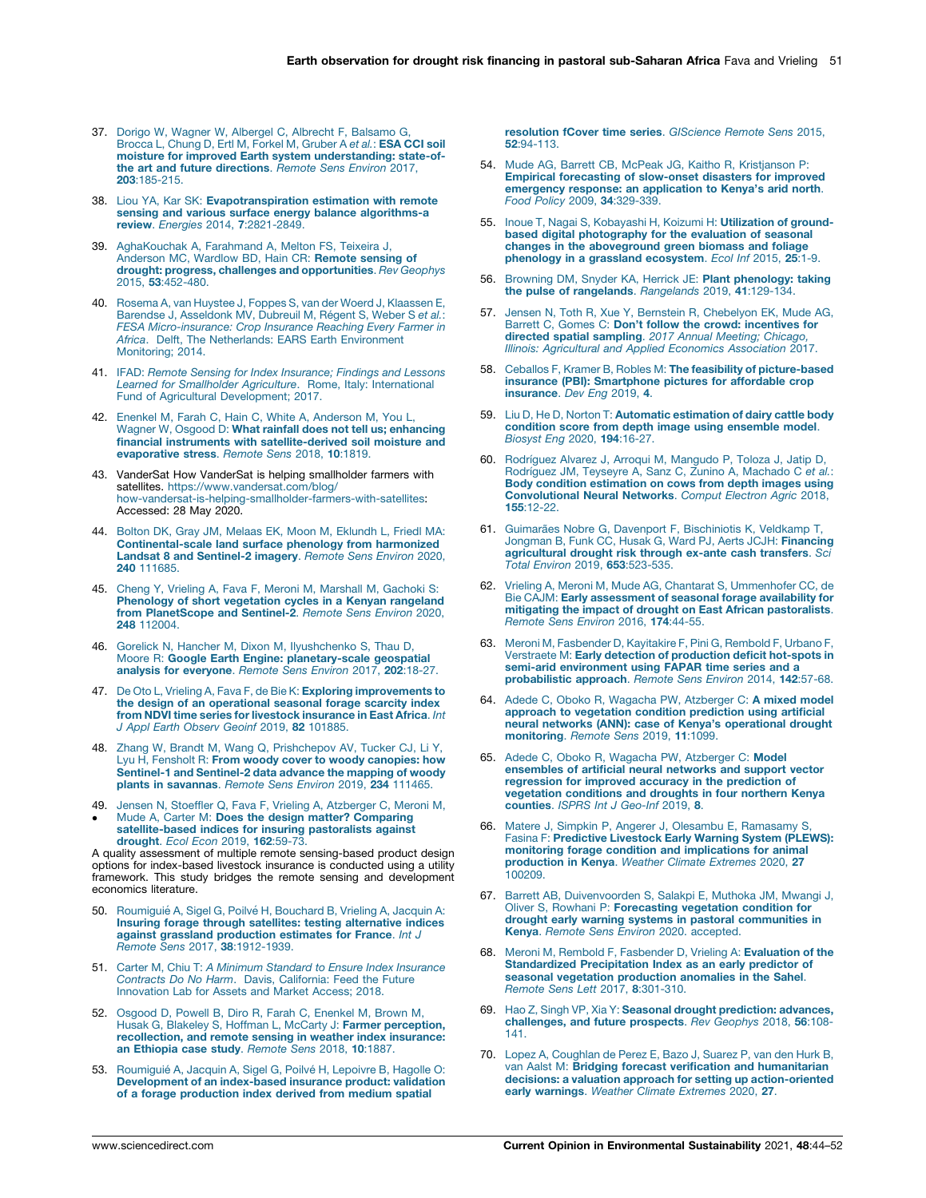37. Dorigo W, Wagner W, Albergel C, Albrecht F, Balsamo G, Brocca L, Chung D, Ertl M, Forkel M, Gruber A *et al.*: **ESA CCI soil moisture for improved Earth system understanding: state-of-the art and future directions**. *Remote Sens Environ* 2017, **203**:185-215.

38. Liou YA, Kar SK: **Evapotranspiration estimation with remote sensing and various surface energy balance algorithms-a review**. *Energies* 2014, **7**:2821-2849.

39. AghaKouchak A, Farahmand A, Melton FS, Teixeira J, Anderson MC, Wardlow BD, Hain CR: **Remote sensing of drought: progress, challenges and opportunities**. *Rev Geophys* 2015, **53**:452-480.

40. Rosema A, van Huystee J, Foppes S, van der Woerd J, Klaassen E, Barendse J, Asseldonk MV, Dubreuil M, Régent S, Weber S *et al.*: *FESA Micro-insurance: Crop Insurance Reaching Every Farmer in Africa*. Delft, The Netherlands: EARS Earth Environment Monitoring; 2014.

41. IFAD: *Remote Sensing for Index Insurance; Findings and Lessons Learned for Smallholder Agriculture*. Rome, Italy: International Fund of Agricultural Development; 2017.

42. Enenkel M, Farah C, Hain C, White A, Anderson M, You L, Wagner W, Osgood D: **What rainfall does not tell us; enhancing financial instruments with satellite-derived soil moisture and evaporative stress**. *Remote Sens* 2018, **10**:1819.

43. VanderSat How VanderSat is helping smallholder farmers with satellites. https://www.vandersat.com/blog/how-vandersat-is-helping-smallholder-farmers-with-satellites: Accessed: 28 May 2020.

44. Bolton DK, Gray JM, Melaas EK, Moon M, Eklundh L, Friedl MA: **Continental-scale land surface phenology from harmonized Landsat 8 and Sentinel-2 imagery**. *Remote Sens Environ* 2020, **240** 111685.

45. Cheng Y, Vrieling A, Fava F, Meroni M, Marshall M, Gachoki S: **Phenology of short vegetation cycles in a Kenyan rangeland from PlanetScope and Sentinel-2**. *Remote Sens Environ* 2020, **248** 112004.

46. Gorelick N, Hancher M, Dixon M, Ilyushchenko S, Thau D, Moore R: **Google Earth Engine: planetary-scale geospatial analysis for everyone**. *Remote Sens Environ* 2017, **202**:18-27.

47. De Oto L, Vrieling A, Fava F, de Bie K: **Exploring improvements to the design of an operational seasonal forage scarcity index from NDVI time series for livestock insurance in East Africa**. *Int J Appl Earth Observ Geoinf* 2019, **82** 101885.

48. Zhang W, Brandt M, Wang Q, Prishchepov AV, Tucker CJ, Li Y, Lyu H, Fensholt R: **From woody cover to woody canopies: how Sentinel-1 and Sentinel-2 data advance the mapping of woody plants in savannas**. *Remote Sens Environ* 2019, **234** 111465.

49. • Jensen N, Stoeffler Q, Fava F, Vrieling A, Atzberger C, Meroni M, Mude A, Carter M: **Does the design matter? Comparing satellite-based indices for insuring pastoralists against drought**. *Ecol Econ* 2019, **162**:59-73.
A quality assessment of multiple remote sensing-based product design options for index-based livestock insurance is conducted using a utility framework. This study bridges the remote sensing and development economics literature.

50. Roumiguié A, Sigel G, Poilvé H, Bouchard B, Vrieling A, Jacquin A: **Insuring forage through satellites: testing alternative indices against grassland production estimates for France**. *Int J Remote Sens* 2017, **38**:1912-1939.

51. Carter M, Chiu T: *A Minimum Standard to Ensure Index Insurance Contracts Do No Harm*. Davis, California: Feed the Future Innovation Lab for Assets and Market Access; 2018.

52. Osgood D, Powell B, Diro R, Farah C, Enenkel M, Brown M, Husak G, Blakeley S, Hoffman L, McCarty J: **Farmer perception, recollection, and remote sensing in weather index insurance: an Ethiopia case study**. *Remote Sens* 2018, **10**:1887.

53. Roumiguié A, Jacquin A, Sigel G, Poilvé H, Lepoivre B, Hagolle O: **Development of an index-based insurance product: validation of a forage production index derived from medium spatial resolution fCover time series**. *GIScience Remote Sens* 2015, **52**:94-113.

54. Mude AG, Barrett CB, McPeak JG, Kaitho R, Kristjanson P: **Empirical forecasting of slow-onset disasters for improved emergency response: an application to Kenya's arid north**. *Food Policy* 2009, **34**:329-339.

55. Inoue T, Nagai S, Kobayashi H, Koizumi H: **Utilization of ground-based digital photography for the evaluation of seasonal changes in the aboveground green biomass and foliage phenology in a grassland ecosystem**. *Ecol Inf* 2015, **25**:1-9.

56. Browning DM, Snyder KA, Herrick JE: **Plant phenology: taking the pulse of rangelands**. *Rangelands* 2019, **41**:129-134.

57. Jensen N, Toth R, Xue Y, Bernstein R, Chebelyon EK, Mude AG, Barrett C, Gomes C: **Don't follow the crowd: incentives for directed spatial sampling**. *2017 Annual Meeting; Chicago, Illinois: Agricultural and Applied Economics Association* 2017.

58. Ceballos F, Kramer B, Robles M: **The feasibility of picture-based insurance (PBI): Smartphone pictures for affordable crop insurance**. *Dev Eng* 2019, **4**.

59. Liu D, He D, Norton T: **Automatic estimation of dairy cattle body condition score from depth image using ensemble model**. *Biosyst Eng* 2020, **194**:16-27.

60. Rodríguez Alvarez J, Arroqui M, Mangudo P, Toloza J, Jatip D, Rodríguez JM, Teyseyre A, Sanz C, Zunino A, Machado C *et al.*: **Body condition estimation on cows from depth images using Convolutional Neural Networks**. *Comput Electron Agric* 2018, **155**:12-22.

61. Guimarães Nobre G, Davenport F, Bischiniotis K, Veldkamp T, Jongman B, Funk CC, Husak G, Ward PJ, Aerts JCJH: **Financing agricultural drought risk through ex-ante cash transfers**. *Sci Total Environ* 2019, **653**:523-535.

62. Vrieling A, Meroni M, Mude AG, Chantarat S, Ummenhofer CC, de Bie CAJM: **Early assessment of seasonal forage availability for mitigating the impact of drought on East African pastoralists**. *Remote Sens Environ* 2016, **174**:44-55.

63. Meroni M, Fasbender D, Kayitakire F, Pini G, Rembold F, Urbano F, Verstraete M: **Early detection of production deficit hot-spots in semi-arid environment using FAPAR time series and a probabilistic approach**. *Remote Sens Environ* 2014, **142**:57-68.

64. Adede C, Oboko R, Wagacha PW, Atzberger C: **A mixed model approach to vegetation condition prediction using artificial neural networks (ANN): case of Kenya's operational drought monitoring**. *Remote Sens* 2019, **11**:1099.

65. Adede C, Oboko R, Wagacha PW, Atzberger C: **Model ensembles of artificial neural networks and support vector regression for improved accuracy in the prediction of vegetation conditions and droughts in four northern Kenya counties**. *ISPRS Int J Geo-Inf* 2019, **8**.

66. Matere J, Simpkin P, Angerer J, Olesambu E, Ramasamy S, Fasina F: **Predictive Livestock Early Warning System (PLEWS): monitoring forage condition and implications for animal production in Kenya**. *Weather Climate Extremes* 2020, **27** 100209.

67. Barrett AB, Duivenvoorden S, Salakpi E, Muthoka JM, Mwangi J, Oliver S, Rowhani P: **Forecasting vegetation condition for drought early warning systems in pastoral communities in Kenya**. *Remote Sens Environ* 2020. accepted.

68. Meroni M, Rembold F, Fasbender D, Vrieling A: **Evaluation of the Standardized Precipitation Index as an early predictor of seasonal vegetation production anomalies in the Sahel**. *Remote Sens Lett* 2017, **8**:301-310.

69. Hao Z, Singh VP, Xia Y: **Seasonal drought prediction: advances, challenges, and future prospects**. *Rev Geophys* 2018, **56**:108-141.

70. Lopez A, Coughlan de Perez E, Bazo J, Suarez P, van den Hurk B, van Aalst M: **Bridging forecast verification and humanitarian decisions: a valuation approach for setting up action-oriented early warnings**. *Weather Climate Extremes* 2020, **27**.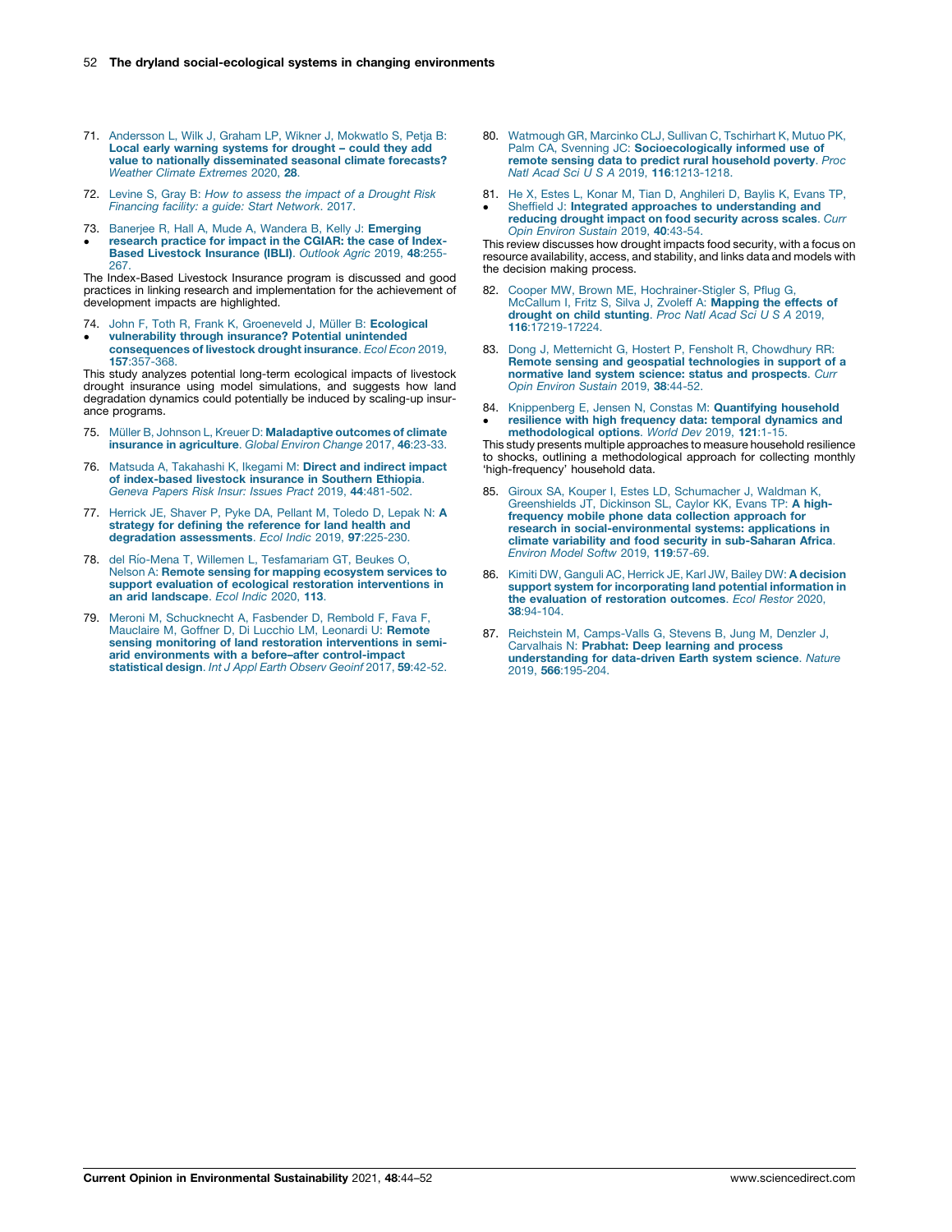71. Andersson L, Wilk J, Graham LP, Wikner J, Mokwatlo S, Petja B: **Local early warning systems for drought – could they add value to nationally disseminated seasonal climate forecasts?** *Weather Climate Extremes* 2020, **28**.

72. Levine S, Gray B: *How to assess the impact of a Drought Risk Financing facility: a guide: Start Network*. 2017.

73. • Banerjee R, Hall A, Mude A, Wandera B, Kelly J: **Emerging research practice for impact in the CGIAR: the case of Index-Based Livestock Insurance (IBLI)**. *Outlook Agric* 2019, **48**:255-267.

The Index-Based Livestock Insurance program is discussed and good practices in linking research and implementation for the achievement of development impacts are highlighted.

74. • John F, Toth R, Frank K, Groeneveld J, Müller B: **Ecological vulnerability through insurance? Potential unintended consequences of livestock drought insurance**. *Ecol Econ* 2019, **157**:357-368.

This study analyzes potential long-term ecological impacts of livestock drought insurance using model simulations, and suggests how land degradation dynamics could potentially be induced by scaling-up insurance programs.

75. Müller B, Johnson L, Kreuer D: **Maladaptive outcomes of climate insurance in agriculture**. *Global Environ Change* 2017, **46**:23-33.

76. Matsuda A, Takahashi K, Ikegami M: **Direct and indirect impact of index-based livestock insurance in Southern Ethiopia**. *Geneva Papers Risk Insur: Issues Pract* 2019, **44**:481-502.

77. Herrick JE, Shaver P, Pyke DA, Pellant M, Toledo D, Lepak N: **A strategy for defining the reference for land health and degradation assessments**. *Ecol Indic* 2019, **97**:225-230.

78. del Río-Mena T, Willemen L, Tesfamariam GT, Beukes O, Nelson A: **Remote sensing for mapping ecosystem services to support evaluation of ecological restoration interventions in an arid landscape**. *Ecol Indic* 2020, **113**.

79. Meroni M, Schucknecht A, Fasbender D, Rembold F, Fava F, Mauclaire M, Goffner D, Di Lucchio LM, Leonardi U: **Remote sensing monitoring of land restoration interventions in semi-arid environments with a before–after control-impact statistical design**. *Int J Appl Earth Observ Geoinf* 2017, **59**:42-52.

80. Watmough GR, Marcinko CLJ, Sullivan C, Tschirhart K, Mutuo PK, Palm CA, Svenning JC: **Socioecologically informed use of remote sensing data to predict rural household poverty**. *Proc Natl Acad Sci U S A* 2019, **116**:1213-1218.

81. • He X, Estes L, Konar M, Tian D, Anghileri D, Baylis K, Evans TP, Sheffield J: **Integrated approaches to understanding and reducing drought impact on food security across scales**. *Curr Opin Environ Sustain* 2019, **40**:43-54.

This review discusses how drought impacts food security, with a focus on resource availability, access, and stability, and links data and models with the decision making process.

82. Cooper MW, Brown ME, Hochrainer-Stigler S, Pflug G, McCallum I, Fritz S, Silva J, Zvoleff A: **Mapping the effects of drought on child stunting**. *Proc Natl Acad Sci U S A* 2019, **116**:17219-17224.

83. Dong J, Metternicht G, Hostert P, Fensholt R, Chowdhury RR: **Remote sensing and geospatial technologies in support of a normative land system science: status and prospects**. *Curr Opin Environ Sustain* 2019, **38**:44-52.

84. • Knippenberg E, Jensen N, Constas M: **Quantifying household resilience with high frequency data: temporal dynamics and methodological options**. *World Dev* 2019, **121**:1-15.

This study presents multiple approaches to measure household resilience to shocks, outlining a methodological approach for collecting monthly 'high-frequency' household data.

85. Giroux SA, Kouper I, Estes LD, Schumacher J, Waldman K, Greenshields JT, Dickinson SL, Caylor KK, Evans TP: **A high-frequency mobile phone data collection approach for research in social-environmental systems: applications in climate variability and food security in sub-Saharan Africa**. *Environ Model Softw* 2019, **119**:57-69.

86. Kimiti DW, Ganguli AC, Herrick JE, Karl JW, Bailey DW: **A decision support system for incorporating land potential information in the evaluation of restoration outcomes**. *Ecol Restor* 2020, **38**:94-104.

87. Reichstein M, Camps-Valls G, Stevens B, Jung M, Denzler J, Carvalhais N: **Prabhat: Deep learning and process understanding for data-driven Earth system science**. *Nature* 2019, **566**:195-204.